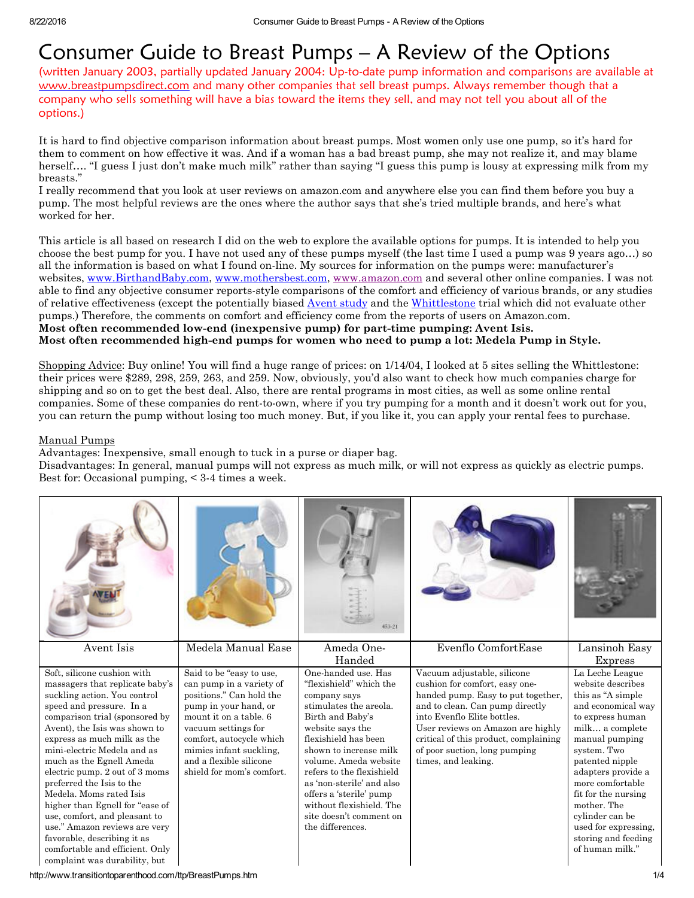# Consumer Guide to Breast Pumps – A Review of the Options

(written January 2003, partially updated January 2004: Up-to-date pump information and comparisons are available at www.breastpumpsdirect.com and many other companies that sell breast pumps. Always remember though that a company who sells something will have a bias toward the items they sell, and may not tell you about all of the options.)

It is hard to find objective comparison information about breast pumps. Most women only use one pump, so it's hard for them to comment on how effective it was. And if a woman has a bad breast pump, she may not realize it, and may blame herself…. "I guess I just don't make much milk" rather than saying "I guess this pump is lousy at expressing milk from my breasts."

I really recommend that you look at user reviews on amazon.com and anywhere else you can find them before you buy a pump. The most helpful reviews are the ones where the author says that she's tried multiple brands, and here's what worked for her.

This article is all based on research I did on the web to explore the available options for pumps. It is intended to help you choose the best pump for you. I have not used any of these pumps myself (the last time I used a pump was 9 years ago…) so all the information is based on what I found on-line. My sources for information on the pumps were: manufacturer's websites, www.BirthandBaby.com, www.mothersbest.com, www.amazon.com and several other online companies. I was not able to find any objective consumer reports-style comparisons of the comfort and efficiency of various brands, or any studies of relative effectiveness (except the potentially biased Avent study and the Whittlestone trial which did not evaluate other pumps.) Therefore, the comments on comfort and efficiency come from the reports of users on Amazon.com.

**Most often recommended low-end (inexpensive pump) for part-time pumping: Avent Isis.**
**Most often recommended high-end pumps for women who need to pump a lot: Medela Pump in Style.**

Shopping Advice: Buy online! You will find a huge range of prices: on 1/14/04, I looked at 5 sites selling the Whittlestone: their prices were $289, 298, 259, 263, and 259. Now, obviously, you'd also want to check how much companies charge for shipping and so on to get the best deal. Also, there are rental programs in most cities, as well as some online rental companies. Some of these companies do rent-to-own, where if you try pumping for a month and it doesn't work out for you, you can return the pump without losing too much money. But, if you like it, you can apply your rental fees to purchase.

## Manual Pumps

Advantages: Inexpensive, small enough to tuck in a purse or diaper bag.
Disadvantages: In general, manual pumps will not express as much milk, or will not express as quickly as electric pumps.
Best for: Occasional pumping, < 3-4 times a week.

| Avent Isis | Medela Manual Ease | Ameda One-Handed | Evenflo ComfortEase | Lansinoh Easy Express |
|---|---|---|---|---|
| Soft, silicone cushion with massagers that replicate baby's suckling action. You control speed and pressure. In a comparison trial (sponsored by Avent), the Isis was shown to express as much milk as the mini-electric Medela and as much as the Egnell Ameda electric pump. 2 out of 3 moms preferred the Isis to the Medela. Moms rated Isis higher than Egnell for "ease of use, comfort, and pleasant to use." Amazon reviews are very favorable, describing it as comfortable and efficient. Only complaint was durability, but | Said to be "easy to use, can pump in a variety of positions." Can hold the pump in your hand, or mount it on a table. 6 vacuum settings for comfort, autocycle which mimics infant suckling, and a flexible silicone shield for mom's comfort. | One-handed use. Has "flexishield" which the company says stimulates the areola. Birth and Baby's website says the flexishield has been shown to increase milk volume. Ameda website refers to the flexishield as 'non-sterile' and also offers a 'sterile' pump without flexishield. The site doesn't comment on the differences. | Vacuum adjustable, silicone cushion for comfort, easy one-handed pump. Easy to put together, and to clean. Can pump directly into Evenflo Elite bottles. User reviews on Amazon are highly critical of this product, complaining of poor suction, long pumping times, and leaking. | La Leche League website describes this as "A simple and economical way to express human milk… a complete manual pumping system. Two patented nipple adapters provide a more comfortable fit for the nursing mother. The cylinder can be used for expressing, storing and feeding of human milk." |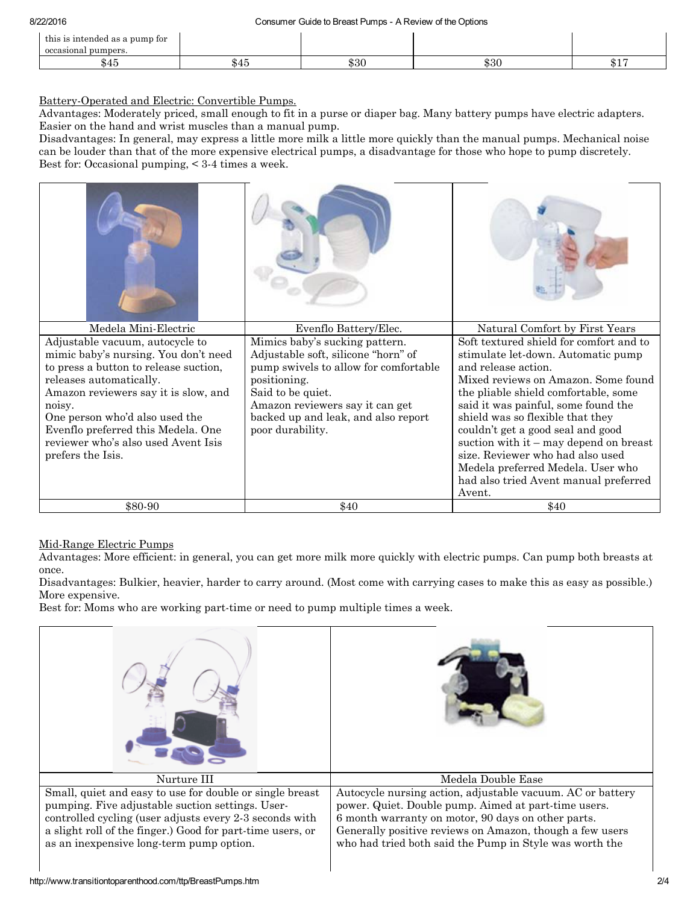| this is intended as a pump for occasional pumpers. | | | | |
|---|---|---|---|---|
| $45 | $45 | $30 | $30 | $17 |

Battery-Operated and Electric: Convertible Pumps.

Advantages: Moderately priced, small enough to fit in a purse or diaper bag. Many battery pumps have electric adapters. Easier on the hand and wrist muscles than a manual pump.

Disadvantages: In general, may express a little more milk a little more quickly than the manual pumps. Mechanical noise can be louder than that of the more expensive electrical pumps, a disadvantage for those who hope to pump discretely.

Best for: Occasional pumping, < 3-4 times a week.

| Medela Mini-Electric | Evenflo Battery/Elec. | Natural Comfort by First Years |
|---|---|---|
| Adjustable vacuum, autocycle to mimic baby's nursing. You don't need to press a button to release suction, releases automatically. Amazon reviewers say it is slow, and noisy. One person who'd also used the Evenflo preferred this Medela. One reviewer who's also used Avent Isis prefers the Isis. | Mimics baby's sucking pattern. Adjustable soft, silicone "horn" of pump swivels to allow for comfortable positioning. Said to be quiet. Amazon reviewers say it can get backed up and leak, and also report poor durability. | Soft textured shield for comfort and to stimulate let-down. Automatic pump and release action. Mixed reviews on Amazon. Some found the pliable shield comfortable, some said it was painful, some found the shield was so flexible that they couldn't get a good seal and good suction with it – may depend on breast size. Reviewer who had also used Medela preferred Medela. User who had also tried Avent manual preferred Avent. |
| $80-90 | $40 | $40 |

Mid-Range Electric Pumps

Advantages: More efficient: in general, you can get more milk more quickly with electric pumps. Can pump both breasts at once.

Disadvantages: Bulkier, heavier, harder to carry around. (Most come with carrying cases to make this as easy as possible.) More expensive.

Best for: Moms who are working part-time or need to pump multiple times a week.

| Nurture III | Medela Double Ease |
|---|---|
| Small, quiet and easy to use for double or single breast pumping. Five adjustable suction settings. User-controlled cycling (user adjusts every 2-3 seconds with a slight roll of the finger.) Good for part-time users, or as an inexpensive long-term pump option. | Autocycle nursing action, adjustable vacuum. AC or battery power. Quiet. Double pump. Aimed at part-time users. 6 month warranty on motor, 90 days on other parts. Generally positive reviews on Amazon, though a few users who had tried both said the Pump in Style was worth the |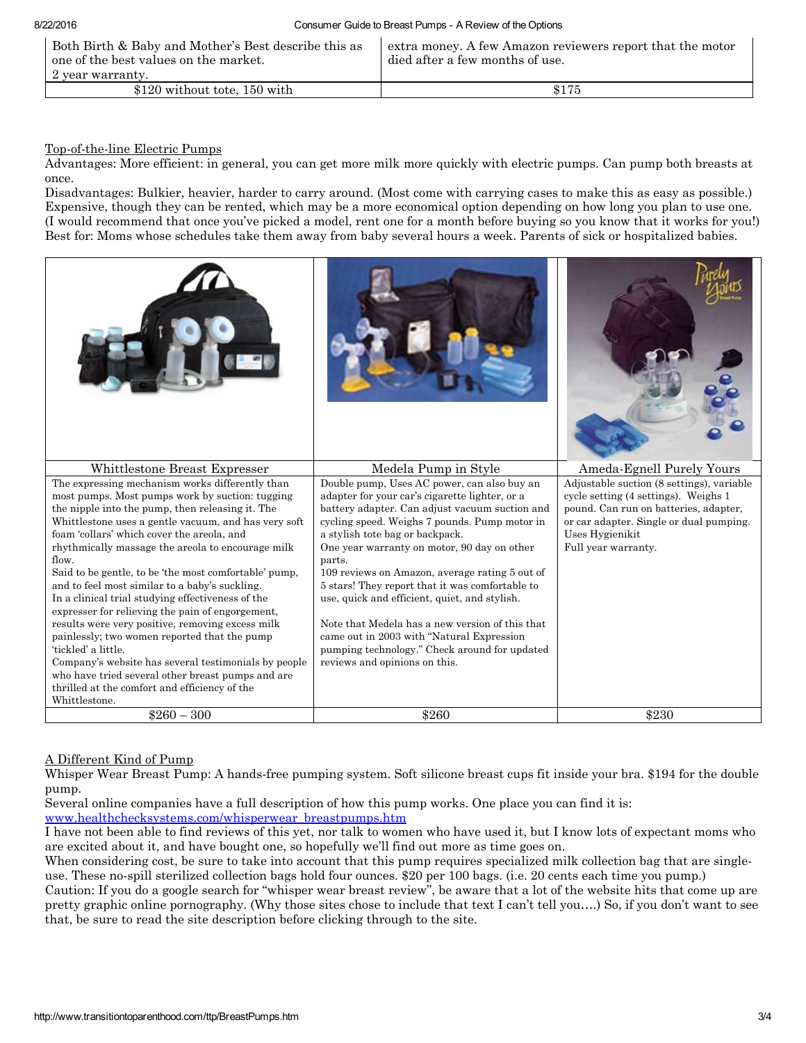| Both Birth & Baby and Mother's Best describe this as one of the best values on the market. 2 year warranty. | extra money. A few Amazon reviewers report that the motor died after a few months of use. |
| --- | --- |
| $120 without tote, 150 with | $175 |

Top-of-the-line Electric Pumps

Advantages: More efficient: in general, you can get more milk more quickly with electric pumps. Can pump both breasts at once.

Disadvantages: Bulkier, heavier, harder to carry around. (Most come with carrying cases to make this as easy as possible.) Expensive, though they can be rented, which may be a more economical option depending on how long you plan to use one. (I would recommend that once you've picked a model, rent one for a month before buying so you know that it works for you!)

Best for: Moms whose schedules take them away from baby several hours a week. Parents of sick or hospitalized babies.

| Whittlestone Breast Expresser | Medela Pump in Style | Ameda-Egnell Purely Yours |
| --- | --- | --- |
| The expressing mechanism works differently than most pumps. Most pumps work by suction: tugging the nipple into the pump, then releasing it. The Whittlestone uses a gentle vacuum, and has very soft foam 'collars' which cover the areola, and rhythmically massage the areola to encourage milk flow. Said to be gentle, to be 'the most comfortable' pump, and to feel most similar to a baby's suckling. In a clinical trial studying effectiveness of the expresser for relieving the pain of engorgement, results were very positive, removing excess milk painlessly; two women reported that the pump 'tickled' a little. Company's website has several testimonials by people who have tried several other breast pumps and are thrilled at the comfort and efficiency of the Whittlestone. | Double pump, Uses AC power, can also buy an adapter for your car's cigarette lighter, or a battery adapter. Can adjust vacuum suction and cycling speed. Weighs 7 pounds. Pump motor in a stylish tote bag or backpack. One year warranty on motor, 90 day on other parts. 109 reviews on Amazon, average rating 5 out of 5 stars! They report that it was comfortable to use, quick and efficient, quiet, and stylish. Note that Medela has a new version of this that came out in 2003 with "Natural Expression pumping technology." Check around for updated reviews and opinions on this. | Adjustable suction (8 settings), variable cycle setting (4 settings). Weighs 1 pound. Can run on batteries, adapter, or car adapter. Single or dual pumping. Uses Hygienikit Full year warranty. |
| $260 – 300 | $260 | $230 |

A Different Kind of Pump

Whisper Wear Breast Pump: A hands-free pumping system. Soft silicone breast cups fit inside your bra. $194 for the double pump.

Several online companies have a full description of how this pump works. One place you can find it is: www.healthchecksystems.com/whisperwear_breastpumps.htm

I have not been able to find reviews of this yet, nor talk to women who have used it, but I know lots of expectant moms who are excited about it, and have bought one, so hopefully we'll find out more as time goes on.

When considering cost, be sure to take into account that this pump requires specialized milk collection bag that are single-use. These no-spill sterilized collection bags hold four ounces. $20 per 100 bags. (i.e. 20 cents each time you pump.)

Caution: If you do a google search for "whisper wear breast review", be aware that a lot of the website hits that come up are pretty graphic online pornography. (Why those sites chose to include that text I can't tell you….) So, if you don't want to see that, be sure to read the site description before clicking through to the site.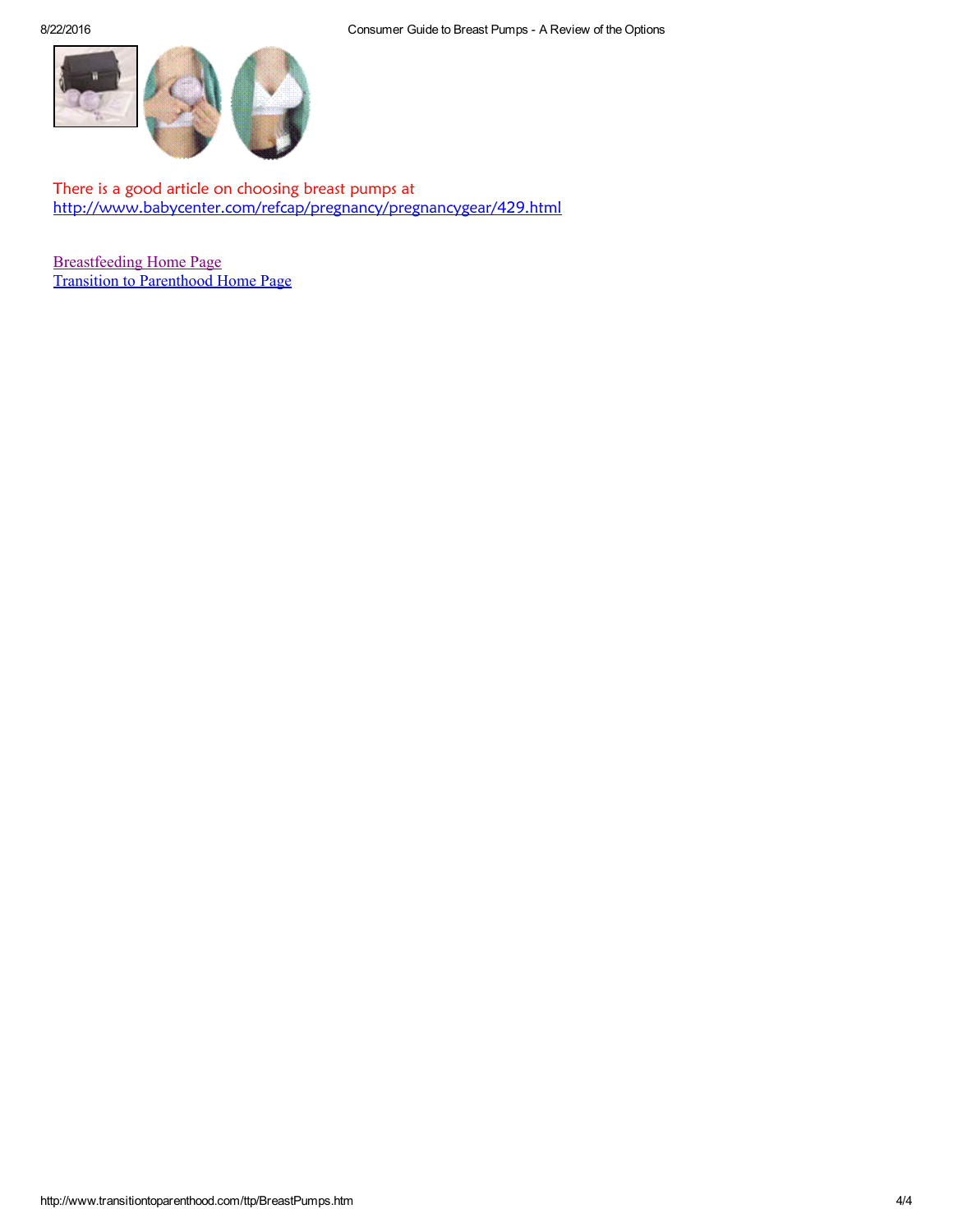There is a good article on choosing breast pumps at
http://www.babycenter.com/refcap/pregnancy/pregnancygear/429.html

Breastfeeding Home Page
Transition to Parenthood Home Page